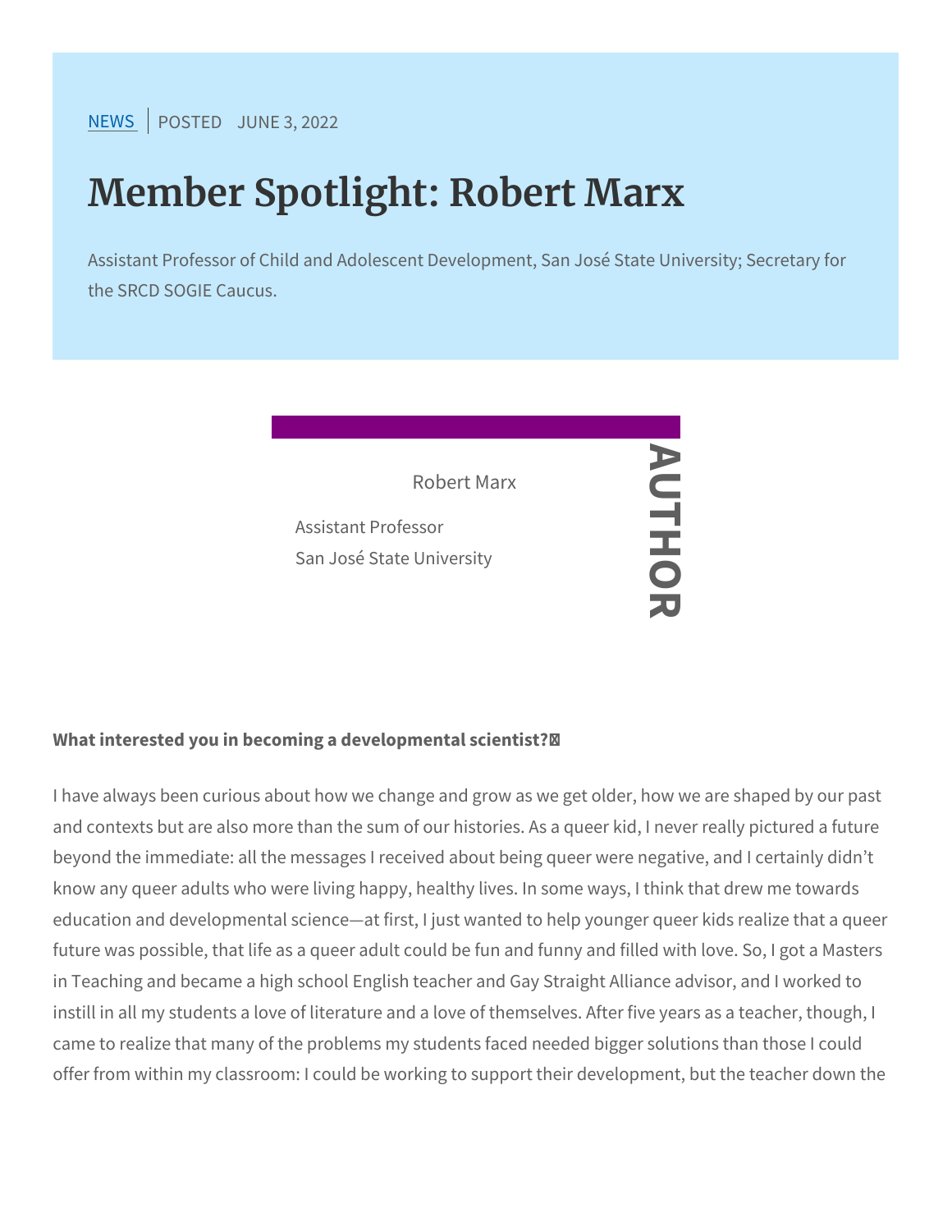NEWS | POSTED JUNE 3, 2022

# Member Spotlight: Robert Marx

Assistant Professor of Child and Adolescent Development, San José State University; Secretary for the SRCD SOGIE Caucus.

AUTHOR

Robert Marx

Assistant Professor
San José State University

**What interested you in becoming a developmental scientist?**

I have always been curious about how we change and grow as we get older, how we are shaped by our past and contexts but are also more than the sum of our histories. As a queer kid, I never really pictured a future beyond the immediate: all the messages I received about being queer were negative, and I certainly didn't know any queer adults who were living happy, healthy lives. In some ways, I think that drew me towards education and developmental science—at first, I just wanted to help younger queer kids realize that a queer future was possible, that life as a queer adult could be fun and funny and filled with love. So, I got a Masters in Teaching and became a high school English teacher and Gay Straight Alliance advisor, and I worked to instill in all my students a love of literature and a love of themselves. After five years as a teacher, though, I came to realize that many of the problems my students faced needed bigger solutions than those I could offer from within my classroom: I could be working to support their development, but the teacher down the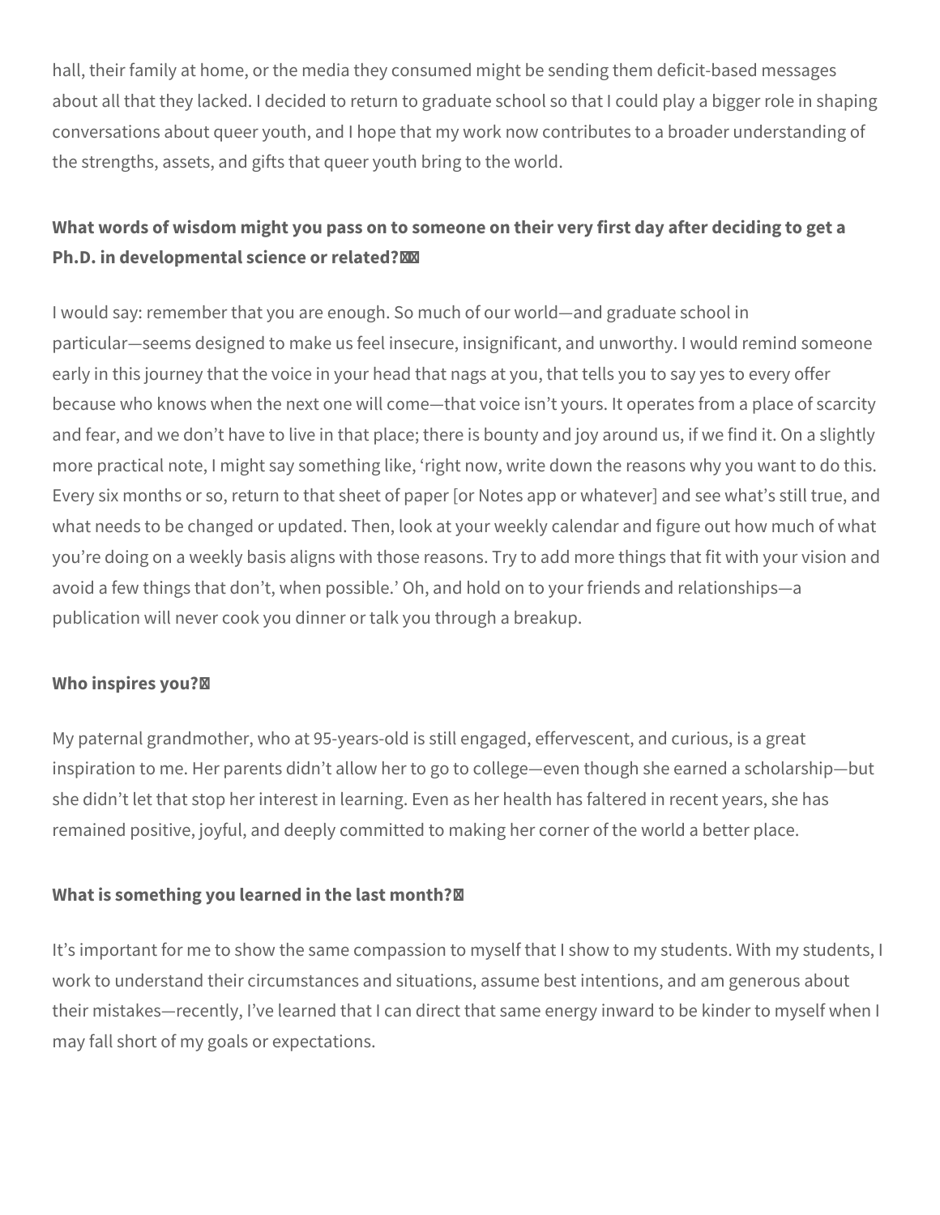hall, their family at home, or the media they consumed might be sending them deficit-based messages about all that they lacked. I decided to return to graduate school so that I could play a bigger role in shaping conversations about queer youth, and I hope that my work now contributes to a broader understanding of the strengths, assets, and gifts that queer youth bring to the world.

**What words of wisdom might you pass on to someone on their very first day after deciding to get a Ph.D. in developmental science or related?**

I would say: remember that you are enough. So much of our world—and graduate school in particular—seems designed to make us feel insecure, insignificant, and unworthy. I would remind someone early in this journey that the voice in your head that nags at you, that tells you to say yes to every offer because who knows when the next one will come—that voice isn't yours. It operates from a place of scarcity and fear, and we don't have to live in that place; there is bounty and joy around us, if we find it. On a slightly more practical note, I might say something like, 'right now, write down the reasons why you want to do this. Every six months or so, return to that sheet of paper [or Notes app or whatever] and see what's still true, and what needs to be changed or updated. Then, look at your weekly calendar and figure out how much of what you're doing on a weekly basis aligns with those reasons. Try to add more things that fit with your vision and avoid a few things that don't, when possible.' Oh, and hold on to your friends and relationships—a publication will never cook you dinner or talk you through a breakup.

**Who inspires you?**

My paternal grandmother, who at 95-years-old is still engaged, effervescent, and curious, is a great inspiration to me. Her parents didn't allow her to go to college—even though she earned a scholarship—but she didn't let that stop her interest in learning. Even as her health has faltered in recent years, she has remained positive, joyful, and deeply committed to making her corner of the world a better place.

**What is something you learned in the last month?**

It's important for me to show the same compassion to myself that I show to my students. With my students, I work to understand their circumstances and situations, assume best intentions, and am generous about their mistakes—recently, I've learned that I can direct that same energy inward to be kinder to myself when I may fall short of my goals or expectations.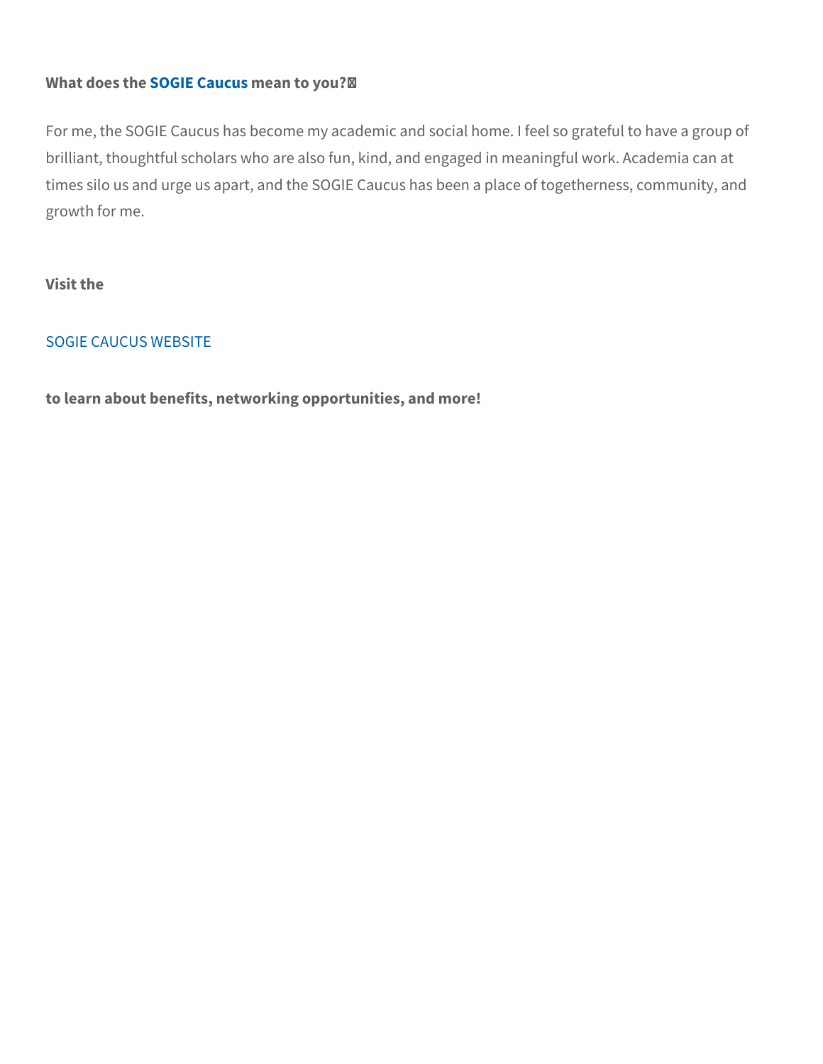**What does the SOGIE Caucus mean to you?**

For me, the SOGIE Caucus has become my academic and social home. I feel so grateful to have a group of brilliant, thoughtful scholars who are also fun, kind, and engaged in meaningful work. Academia can at times silo us and urge us apart, and the SOGIE Caucus has been a place of togetherness, community, and growth for me.

**Visit the**

SOGIE CAUCUS WEBSITE

**to learn about benefits, networking opportunities, and more!**